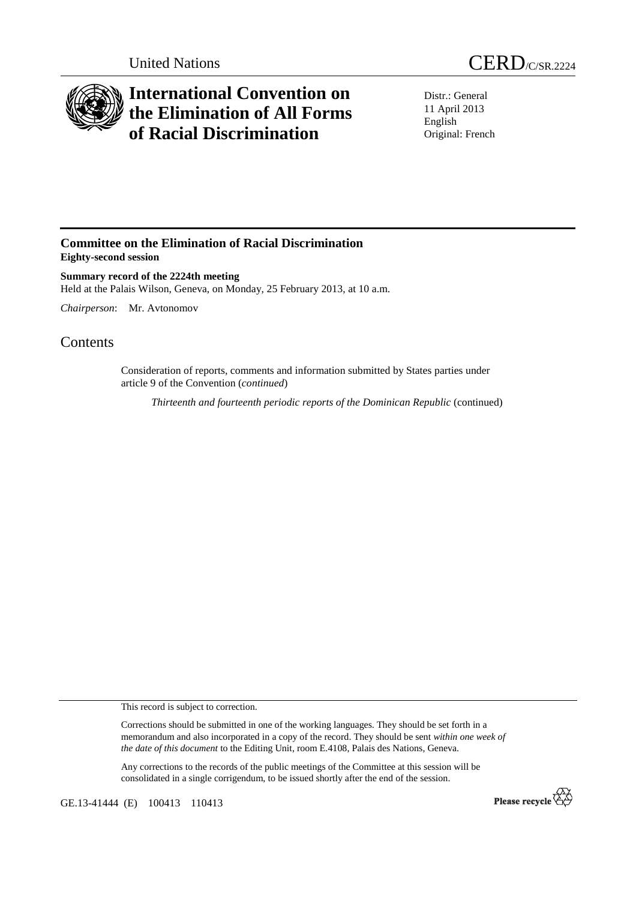United Nations

CERD/C/SR.2224

# International Convention on the Elimination of All Forms of Racial Discrimination

Distr.: General
11 April 2013
English
Original: French

## Committee on the Elimination of Racial Discrimination

**Eighty-second session**

**Summary record of the 2224th meeting**

Held at the Palais Wilson, Geneva, on Monday, 25 February 2013, at 10 a.m.

*Chairperson*: Mr. Avtonomov

# Contents

Consideration of reports, comments and information submitted by States parties under article 9 of the Convention (*continued*)

*Thirteenth and fourteenth periodic reports of the Dominican Republic* (continued)

This record is subject to correction.

Corrections should be submitted in one of the working languages. They should be set forth in a memorandum and also incorporated in a copy of the record. They should be sent *within one week of the date of this document* to the Editing Unit, room E.4108, Palais des Nations, Geneva.

Any corrections to the records of the public meetings of the Committee at this session will be consolidated in a single corrigendum, to be issued shortly after the end of the session.

GE.13-41444 (E) 100413 110413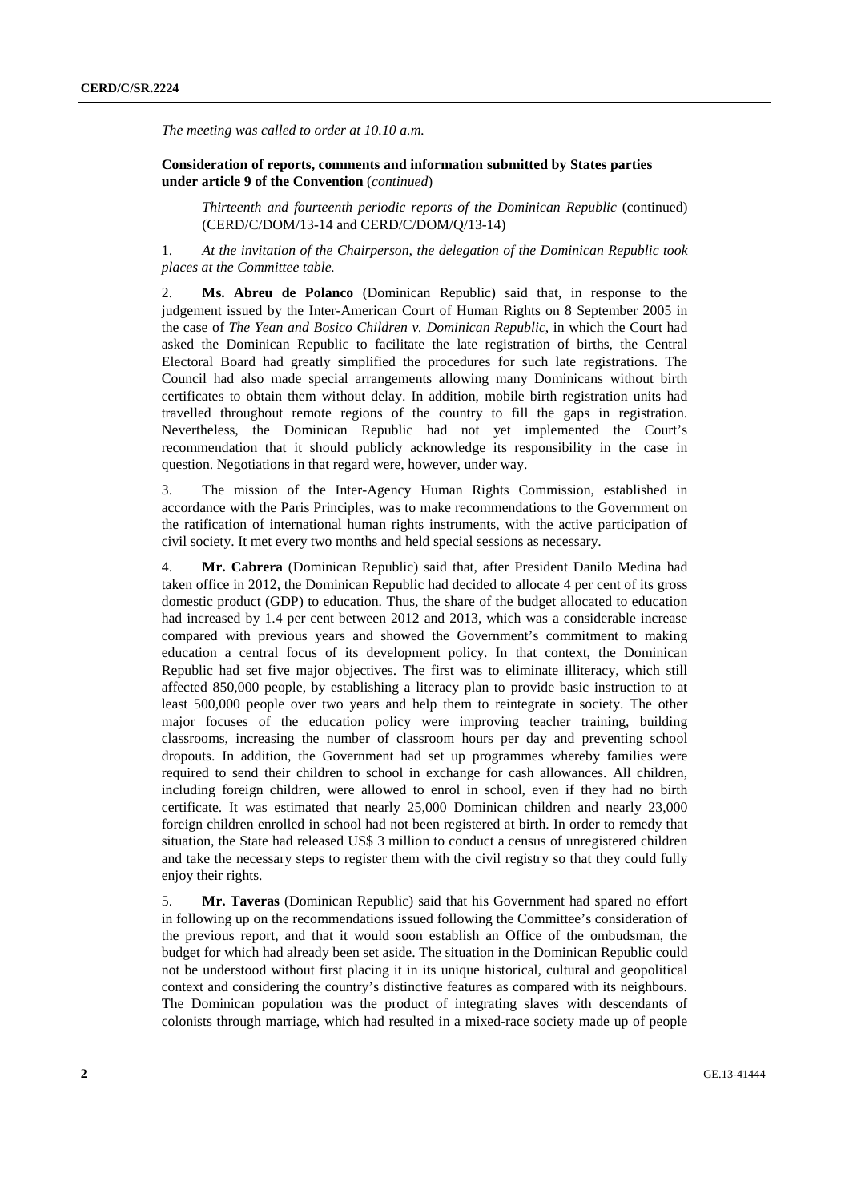*The meeting was called to order at 10.10 a.m.*

**Consideration of reports, comments and information submitted by States parties under article 9 of the Convention** (*continued*)

*Thirteenth and fourteenth periodic reports of the Dominican Republic* (continued) (CERD/C/DOM/13-14 and CERD/C/DOM/Q/13-14)

1. *At the invitation of the Chairperson, the delegation of the Dominican Republic took places at the Committee table.*

2. **Ms. Abreu de Polanco** (Dominican Republic) said that, in response to the judgement issued by the Inter-American Court of Human Rights on 8 September 2005 in the case of *The Yean and Bosico Children v. Dominican Republic*, in which the Court had asked the Dominican Republic to facilitate the late registration of births, the Central Electoral Board had greatly simplified the procedures for such late registrations. The Council had also made special arrangements allowing many Dominicans without birth certificates to obtain them without delay. In addition, mobile birth registration units had travelled throughout remote regions of the country to fill the gaps in registration. Nevertheless, the Dominican Republic had not yet implemented the Court's recommendation that it should publicly acknowledge its responsibility in the case in question. Negotiations in that regard were, however, under way.

3. The mission of the Inter-Agency Human Rights Commission, established in accordance with the Paris Principles, was to make recommendations to the Government on the ratification of international human rights instruments, with the active participation of civil society. It met every two months and held special sessions as necessary.

4. **Mr. Cabrera** (Dominican Republic) said that, after President Danilo Medina had taken office in 2012, the Dominican Republic had decided to allocate 4 per cent of its gross domestic product (GDP) to education. Thus, the share of the budget allocated to education had increased by 1.4 per cent between 2012 and 2013, which was a considerable increase compared with previous years and showed the Government's commitment to making education a central focus of its development policy. In that context, the Dominican Republic had set five major objectives. The first was to eliminate illiteracy, which still affected 850,000 people, by establishing a literacy plan to provide basic instruction to at least 500,000 people over two years and help them to reintegrate in society. The other major focuses of the education policy were improving teacher training, building classrooms, increasing the number of classroom hours per day and preventing school dropouts. In addition, the Government had set up programmes whereby families were required to send their children to school in exchange for cash allowances. All children, including foreign children, were allowed to enrol in school, even if they had no birth certificate. It was estimated that nearly 25,000 Dominican children and nearly 23,000 foreign children enrolled in school had not been registered at birth. In order to remedy that situation, the State had released US$ 3 million to conduct a census of unregistered children and take the necessary steps to register them with the civil registry so that they could fully enjoy their rights.

5. **Mr. Taveras** (Dominican Republic) said that his Government had spared no effort in following up on the recommendations issued following the Committee's consideration of the previous report, and that it would soon establish an Office of the ombudsman, the budget for which had already been set aside. The situation in the Dominican Republic could not be understood without first placing it in its unique historical, cultural and geopolitical context and considering the country's distinctive features as compared with its neighbours. The Dominican population was the product of integrating slaves with descendants of colonists through marriage, which had resulted in a mixed-race society made up of people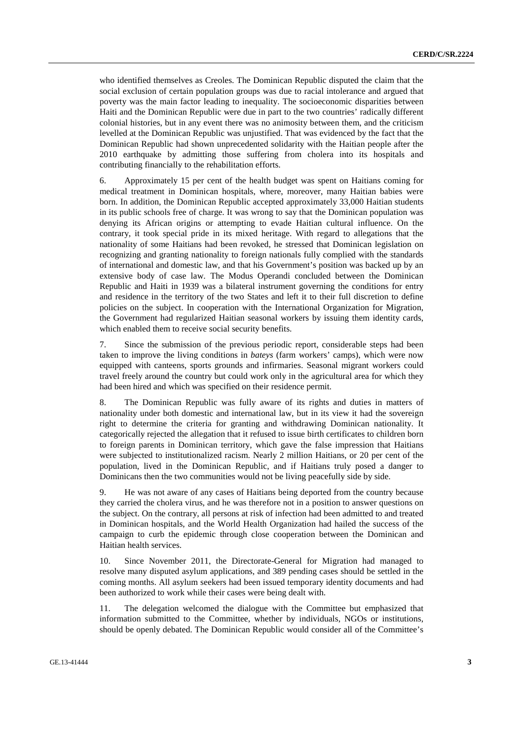who identified themselves as Creoles. The Dominican Republic disputed the claim that the social exclusion of certain population groups was due to racial intolerance and argued that poverty was the main factor leading to inequality. The socioeconomic disparities between Haiti and the Dominican Republic were due in part to the two countries' radically different colonial histories, but in any event there was no animosity between them, and the criticism levelled at the Dominican Republic was unjustified. That was evidenced by the fact that the Dominican Republic had shown unprecedented solidarity with the Haitian people after the 2010 earthquake by admitting those suffering from cholera into its hospitals and contributing financially to the rehabilitation efforts.

6. Approximately 15 per cent of the health budget was spent on Haitians coming for medical treatment in Dominican hospitals, where, moreover, many Haitian babies were born. In addition, the Dominican Republic accepted approximately 33,000 Haitian students in its public schools free of charge. It was wrong to say that the Dominican population was denying its African origins or attempting to evade Haitian cultural influence. On the contrary, it took special pride in its mixed heritage. With regard to allegations that the nationality of some Haitians had been revoked, he stressed that Dominican legislation on recognizing and granting nationality to foreign nationals fully complied with the standards of international and domestic law, and that his Government's position was backed up by an extensive body of case law. The Modus Operandi concluded between the Dominican Republic and Haiti in 1939 was a bilateral instrument governing the conditions for entry and residence in the territory of the two States and left it to their full discretion to define policies on the subject. In cooperation with the International Organization for Migration, the Government had regularized Haitian seasonal workers by issuing them identity cards, which enabled them to receive social security benefits.

7. Since the submission of the previous periodic report, considerable steps had been taken to improve the living conditions in *bateys* (farm workers' camps), which were now equipped with canteens, sports grounds and infirmaries. Seasonal migrant workers could travel freely around the country but could work only in the agricultural area for which they had been hired and which was specified on their residence permit.

8. The Dominican Republic was fully aware of its rights and duties in matters of nationality under both domestic and international law, but in its view it had the sovereign right to determine the criteria for granting and withdrawing Dominican nationality. It categorically rejected the allegation that it refused to issue birth certificates to children born to foreign parents in Dominican territory, which gave the false impression that Haitians were subjected to institutionalized racism. Nearly 2 million Haitians, or 20 per cent of the population, lived in the Dominican Republic, and if Haitians truly posed a danger to Dominicans then the two communities would not be living peacefully side by side.

9. He was not aware of any cases of Haitians being deported from the country because they carried the cholera virus, and he was therefore not in a position to answer questions on the subject. On the contrary, all persons at risk of infection had been admitted to and treated in Dominican hospitals, and the World Health Organization had hailed the success of the campaign to curb the epidemic through close cooperation between the Dominican and Haitian health services.

10. Since November 2011, the Directorate-General for Migration had managed to resolve many disputed asylum applications, and 389 pending cases should be settled in the coming months. All asylum seekers had been issued temporary identity documents and had been authorized to work while their cases were being dealt with.

11. The delegation welcomed the dialogue with the Committee but emphasized that information submitted to the Committee, whether by individuals, NGOs or institutions, should be openly debated. The Dominican Republic would consider all of the Committee's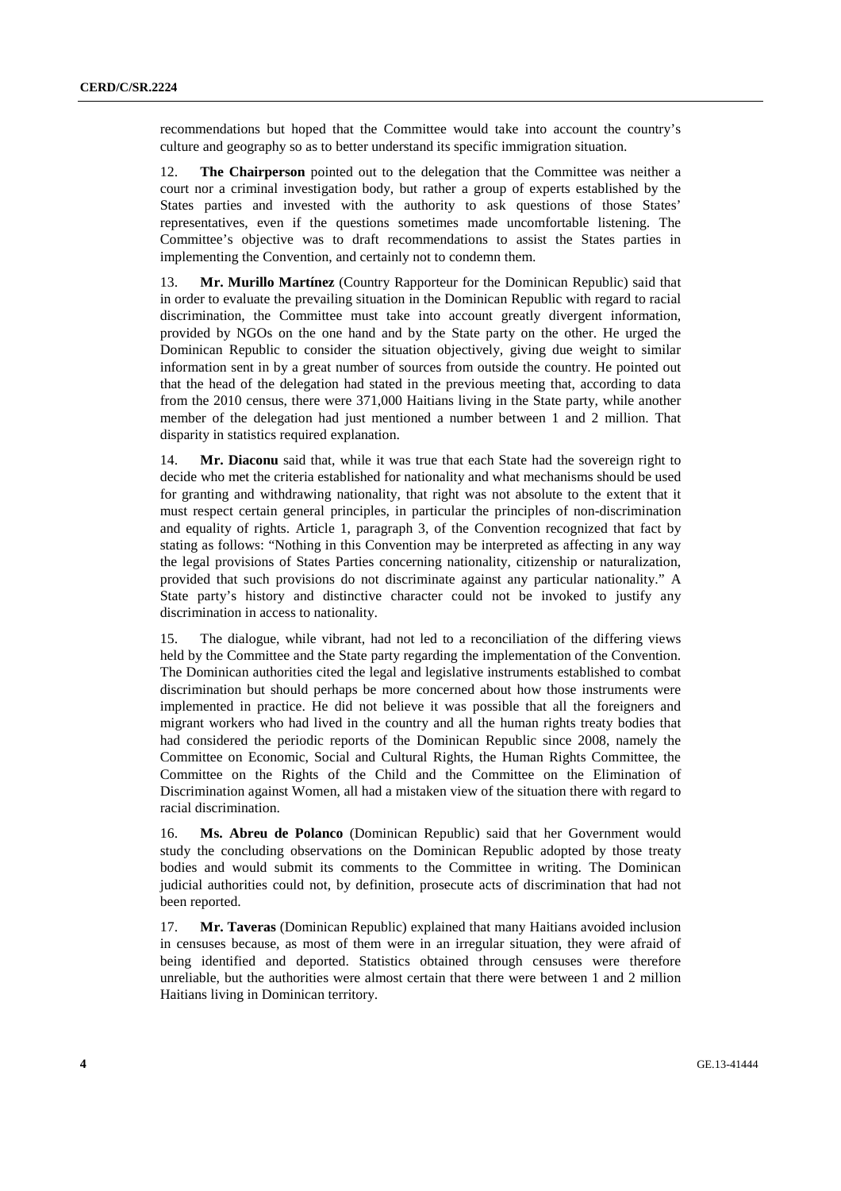recommendations but hoped that the Committee would take into account the country's culture and geography so as to better understand its specific immigration situation.

12. **The Chairperson** pointed out to the delegation that the Committee was neither a court nor a criminal investigation body, but rather a group of experts established by the States parties and invested with the authority to ask questions of those States' representatives, even if the questions sometimes made uncomfortable listening. The Committee's objective was to draft recommendations to assist the States parties in implementing the Convention, and certainly not to condemn them.

13. **Mr. Murillo Martínez** (Country Rapporteur for the Dominican Republic) said that in order to evaluate the prevailing situation in the Dominican Republic with regard to racial discrimination, the Committee must take into account greatly divergent information, provided by NGOs on the one hand and by the State party on the other. He urged the Dominican Republic to consider the situation objectively, giving due weight to similar information sent in by a great number of sources from outside the country. He pointed out that the head of the delegation had stated in the previous meeting that, according to data from the 2010 census, there were 371,000 Haitians living in the State party, while another member of the delegation had just mentioned a number between 1 and 2 million. That disparity in statistics required explanation.

14. **Mr. Diaconu** said that, while it was true that each State had the sovereign right to decide who met the criteria established for nationality and what mechanisms should be used for granting and withdrawing nationality, that right was not absolute to the extent that it must respect certain general principles, in particular the principles of non-discrimination and equality of rights. Article 1, paragraph 3, of the Convention recognized that fact by stating as follows: "Nothing in this Convention may be interpreted as affecting in any way the legal provisions of States Parties concerning nationality, citizenship or naturalization, provided that such provisions do not discriminate against any particular nationality." A State party's history and distinctive character could not be invoked to justify any discrimination in access to nationality.

15. The dialogue, while vibrant, had not led to a reconciliation of the differing views held by the Committee and the State party regarding the implementation of the Convention. The Dominican authorities cited the legal and legislative instruments established to combat discrimination but should perhaps be more concerned about how those instruments were implemented in practice. He did not believe it was possible that all the foreigners and migrant workers who had lived in the country and all the human rights treaty bodies that had considered the periodic reports of the Dominican Republic since 2008, namely the Committee on Economic, Social and Cultural Rights, the Human Rights Committee, the Committee on the Rights of the Child and the Committee on the Elimination of Discrimination against Women, all had a mistaken view of the situation there with regard to racial discrimination.

16. **Ms. Abreu de Polanco** (Dominican Republic) said that her Government would study the concluding observations on the Dominican Republic adopted by those treaty bodies and would submit its comments to the Committee in writing. The Dominican judicial authorities could not, by definition, prosecute acts of discrimination that had not been reported.

17. **Mr. Taveras** (Dominican Republic) explained that many Haitians avoided inclusion in censuses because, as most of them were in an irregular situation, they were afraid of being identified and deported. Statistics obtained through censuses were therefore unreliable, but the authorities were almost certain that there were between 1 and 2 million Haitians living in Dominican territory.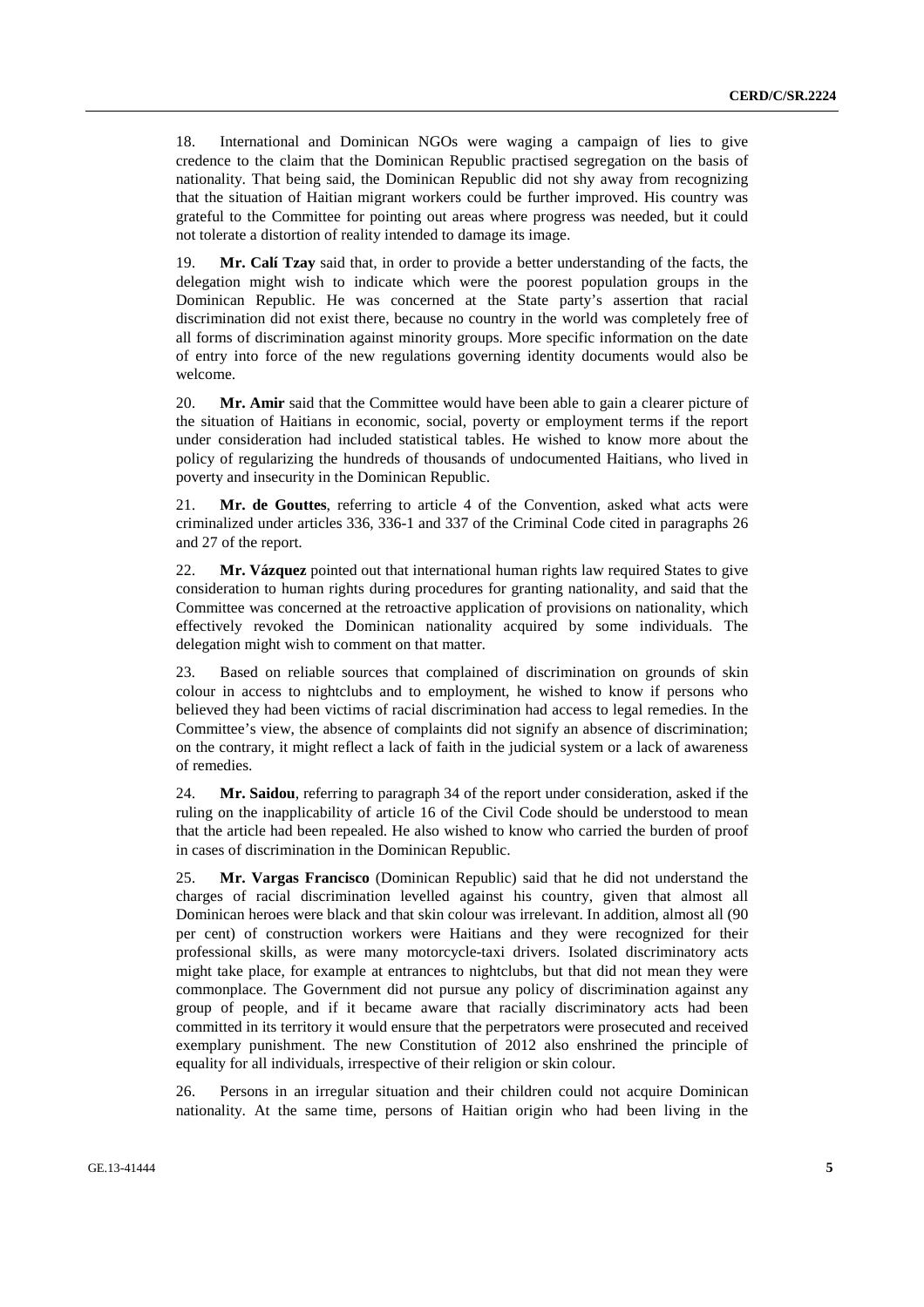18. International and Dominican NGOs were waging a campaign of lies to give credence to the claim that the Dominican Republic practised segregation on the basis of nationality. That being said, the Dominican Republic did not shy away from recognizing that the situation of Haitian migrant workers could be further improved. His country was grateful to the Committee for pointing out areas where progress was needed, but it could not tolerate a distortion of reality intended to damage its image.

19. **Mr. Calí Tzay** said that, in order to provide a better understanding of the facts, the delegation might wish to indicate which were the poorest population groups in the Dominican Republic. He was concerned at the State party's assertion that racial discrimination did not exist there, because no country in the world was completely free of all forms of discrimination against minority groups. More specific information on the date of entry into force of the new regulations governing identity documents would also be welcome.

20. **Mr. Amir** said that the Committee would have been able to gain a clearer picture of the situation of Haitians in economic, social, poverty or employment terms if the report under consideration had included statistical tables. He wished to know more about the policy of regularizing the hundreds of thousands of undocumented Haitians, who lived in poverty and insecurity in the Dominican Republic.

21. **Mr. de Gouttes**, referring to article 4 of the Convention, asked what acts were criminalized under articles 336, 336-1 and 337 of the Criminal Code cited in paragraphs 26 and 27 of the report.

22. **Mr. Vázquez** pointed out that international human rights law required States to give consideration to human rights during procedures for granting nationality, and said that the Committee was concerned at the retroactive application of provisions on nationality, which effectively revoked the Dominican nationality acquired by some individuals. The delegation might wish to comment on that matter.

23. Based on reliable sources that complained of discrimination on grounds of skin colour in access to nightclubs and to employment, he wished to know if persons who believed they had been victims of racial discrimination had access to legal remedies. In the Committee's view, the absence of complaints did not signify an absence of discrimination; on the contrary, it might reflect a lack of faith in the judicial system or a lack of awareness of remedies.

24. **Mr. Saidou**, referring to paragraph 34 of the report under consideration, asked if the ruling on the inapplicability of article 16 of the Civil Code should be understood to mean that the article had been repealed. He also wished to know who carried the burden of proof in cases of discrimination in the Dominican Republic.

25. **Mr. Vargas Francisco** (Dominican Republic) said that he did not understand the charges of racial discrimination levelled against his country, given that almost all Dominican heroes were black and that skin colour was irrelevant. In addition, almost all (90 per cent) of construction workers were Haitians and they were recognized for their professional skills, as were many motorcycle-taxi drivers. Isolated discriminatory acts might take place, for example at entrances to nightclubs, but that did not mean they were commonplace. The Government did not pursue any policy of discrimination against any group of people, and if it became aware that racially discriminatory acts had been committed in its territory it would ensure that the perpetrators were prosecuted and received exemplary punishment. The new Constitution of 2012 also enshrined the principle of equality for all individuals, irrespective of their religion or skin colour.

26. Persons in an irregular situation and their children could not acquire Dominican nationality. At the same time, persons of Haitian origin who had been living in the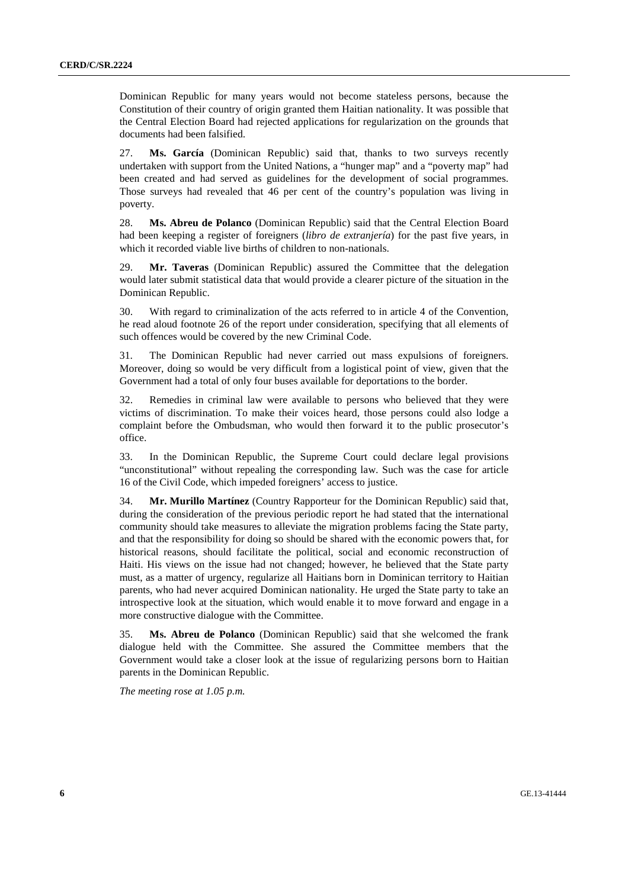Dominican Republic for many years would not become stateless persons, because the Constitution of their country of origin granted them Haitian nationality. It was possible that the Central Election Board had rejected applications for regularization on the grounds that documents had been falsified.

27. **Ms. García** (Dominican Republic) said that, thanks to two surveys recently undertaken with support from the United Nations, a "hunger map" and a "poverty map" had been created and had served as guidelines for the development of social programmes. Those surveys had revealed that 46 per cent of the country's population was living in poverty.

28. **Ms. Abreu de Polanco** (Dominican Republic) said that the Central Election Board had been keeping a register of foreigners (*libro de extranjería*) for the past five years, in which it recorded viable live births of children to non-nationals.

29. **Mr. Taveras** (Dominican Republic) assured the Committee that the delegation would later submit statistical data that would provide a clearer picture of the situation in the Dominican Republic.

30. With regard to criminalization of the acts referred to in article 4 of the Convention, he read aloud footnote 26 of the report under consideration, specifying that all elements of such offences would be covered by the new Criminal Code.

31. The Dominican Republic had never carried out mass expulsions of foreigners. Moreover, doing so would be very difficult from a logistical point of view, given that the Government had a total of only four buses available for deportations to the border.

32. Remedies in criminal law were available to persons who believed that they were victims of discrimination. To make their voices heard, those persons could also lodge a complaint before the Ombudsman, who would then forward it to the public prosecutor's office.

33. In the Dominican Republic, the Supreme Court could declare legal provisions "unconstitutional" without repealing the corresponding law. Such was the case for article 16 of the Civil Code, which impeded foreigners' access to justice.

34. **Mr. Murillo Martínez** (Country Rapporteur for the Dominican Republic) said that, during the consideration of the previous periodic report he had stated that the international community should take measures to alleviate the migration problems facing the State party, and that the responsibility for doing so should be shared with the economic powers that, for historical reasons, should facilitate the political, social and economic reconstruction of Haiti. His views on the issue had not changed; however, he believed that the State party must, as a matter of urgency, regularize all Haitians born in Dominican territory to Haitian parents, who had never acquired Dominican nationality. He urged the State party to take an introspective look at the situation, which would enable it to move forward and engage in a more constructive dialogue with the Committee.

35. **Ms. Abreu de Polanco** (Dominican Republic) said that she welcomed the frank dialogue held with the Committee. She assured the Committee members that the Government would take a closer look at the issue of regularizing persons born to Haitian parents in the Dominican Republic.

*The meeting rose at 1.05 p.m.*